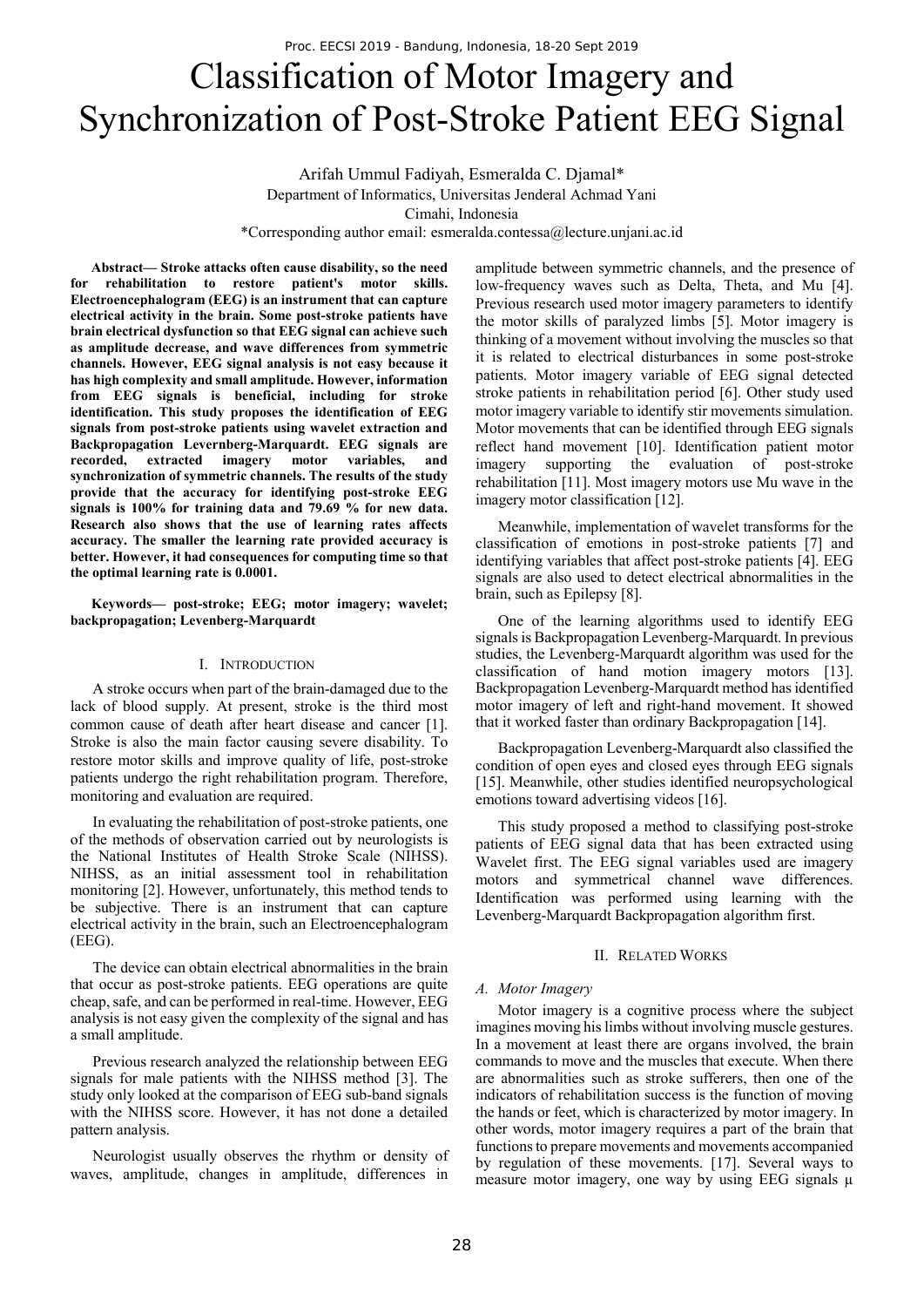# Classification of Motor Imagery and Synchronization of Post-Stroke Patient EEG Signal

Arifah Ummul Fadiyah, Esmeralda C. Djamal*
Department of Informatics, Universitas Jenderal Achmad Yani
Cimahi, Indonesia
*Corresponding author email: esmeralda.contessa@lecture.unjani.ac.id

**Abstract— Stroke attacks often cause disability, so the need for rehabilitation to restore patient's motor skills. Electroencephalogram (EEG) is an instrument that can capture electrical activity in the brain. Some post-stroke patients have brain electrical dysfunction so that EEG signal can achieve such as amplitude decrease, and wave differences from symmetric channels. However, EEG signal analysis is not easy because it has high complexity and small amplitude. However, information from EEG signals is beneficial, including for stroke identification. This study proposes the identification of EEG signals from post-stroke patients using wavelet extraction and Backpropagation Levernberg-Marquardt. EEG signals are recorded, extracted imagery motor variables, and synchronization of symmetric channels. The results of the study provide that the accuracy for identifying post-stroke EEG signals is 100% for training data and 79.69 % for new data. Research also shows that the use of learning rates affects accuracy. The smaller the learning rate provided accuracy is better. However, it had consequences for computing time so that the optimal learning rate is 0.0001.**

**Keywords— post-stroke; EEG; motor imagery; wavelet; backpropagation; Levenberg-Marquardt**

## I. Introduction

A stroke occurs when part of the brain-damaged due to the lack of blood supply. At present, stroke is the third most common cause of death after heart disease and cancer [1]. Stroke is also the main factor causing severe disability. To restore motor skills and improve quality of life, post-stroke patients undergo the right rehabilitation program. Therefore, monitoring and evaluation are required.

In evaluating the rehabilitation of post-stroke patients, one of the methods of observation carried out by neurologists is the National Institutes of Health Stroke Scale (NIHSS). NIHSS, as an initial assessment tool in rehabilitation monitoring [2]. However, unfortunately, this method tends to be subjective. There is an instrument that can capture electrical activity in the brain, such an Electroencephalogram (EEG).

The device can obtain electrical abnormalities in the brain that occur as post-stroke patients. EEG operations are quite cheap, safe, and can be performed in real-time. However, EEG analysis is not easy given the complexity of the signal and has a small amplitude.

Previous research analyzed the relationship between EEG signals for male patients with the NIHSS method [3]. The study only looked at the comparison of EEG sub-band signals with the NIHSS score. However, it has not done a detailed pattern analysis.

Neurologist usually observes the rhythm or density of waves, amplitude, changes in amplitude, differences in amplitude between symmetric channels, and the presence of low-frequency waves such as Delta, Theta, and Mu [4]. Previous research used motor imagery parameters to identify the motor skills of paralyzed limbs [5]. Motor imagery is thinking of a movement without involving the muscles so that it is related to electrical disturbances in some post-stroke patients. Motor imagery variable of EEG signal detected stroke patients in rehabilitation period [6]. Other study used motor imagery variable to identify stir movements simulation. Motor movements that can be identified through EEG signals reflect hand movement [10]. Identification patient motor imagery supporting the evaluation of post-stroke rehabilitation [11]. Most imagery motors use Mu wave in the imagery motor classification [12].

Meanwhile, implementation of wavelet transforms for the classification of emotions in post-stroke patients [7] and identifying variables that affect post-stroke patients [4]. EEG signals are also used to detect electrical abnormalities in the brain, such as Epilepsy [8].

One of the learning algorithms used to identify EEG signals is Backpropagation Levenberg-Marquardt. In previous studies, the Levenberg-Marquardt algorithm was used for the classification of hand motion imagery motors [13]. Backpropagation Levenberg-Marquardt method has identified motor imagery of left and right-hand movement. It showed that it worked faster than ordinary Backpropagation [14].

Backpropagation Levenberg-Marquardt also classified the condition of open eyes and closed eyes through EEG signals [15]. Meanwhile, other studies identified neuropsychological emotions toward advertising videos [16].

This study proposed a method to classifying post-stroke patients of EEG signal data that has been extracted using Wavelet first. The EEG signal variables used are imagery motors and symmetrical channel wave differences. Identification was performed using learning with the Levenberg-Marquardt Backpropagation algorithm first.

## II. Related Works

### A. Motor Imagery

Motor imagery is a cognitive process where the subject imagines moving his limbs without involving muscle gestures. In a movement at least there are organs involved, the brain commands to move and the muscles that execute. When there are abnormalities such as stroke sufferers, then one of the indicators of rehabilitation success is the function of moving the hands or feet, which is characterized by motor imagery. In other words, motor imagery requires a part of the brain that functions to prepare movements and movements accompanied by regulation of these movements. [17]. Several ways to measure motor imagery, one way by using EEG signals μ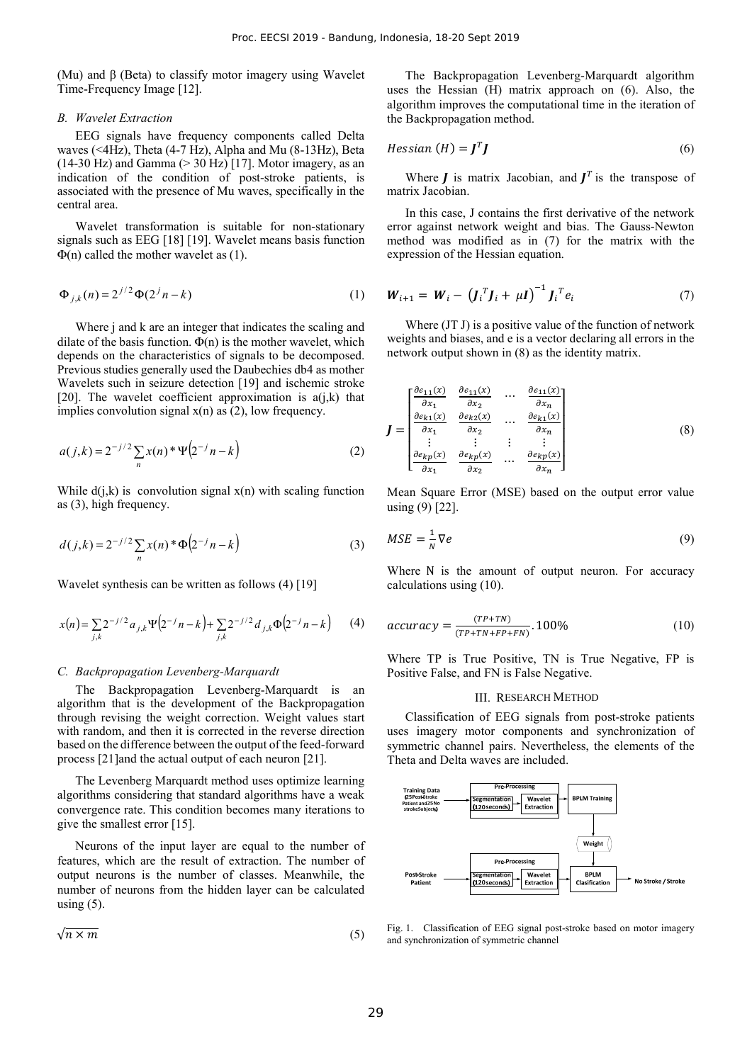(Mu) and β (Beta) to classify motor imagery using Wavelet Time-Frequency Image [12].

### *B. Wavelet Extraction*

EEG signals have frequency components called Delta waves (<4Hz), Theta (4-7 Hz), Alpha and Mu (8-13Hz), Beta (14-30 Hz) and Gamma (> 30 Hz) [17]. Motor imagery, as an indication of the condition of post-stroke patients, is associated with the presence of Mu waves, specifically in the central area.

Wavelet transformation is suitable for non-stationary signals such as EEG [18] [19]. Wavelet means basis function Φ(n) called the mother wavelet as (1).

$$\Phi_{j,k}(n) = 2^{j/2}\Phi(2^j n - k) \tag{1}$$

Where j and k are an integer that indicates the scaling and dilate of the basis function. Φ(n) is the mother wavelet, which depends on the characteristics of signals to be decomposed. Previous studies generally used the Daubechies db4 as mother Wavelets such in seizure detection [19] and ischemic stroke [20]. The wavelet coefficient approximation is a(j,k) that implies convolution signal x(n) as (2), low frequency.

$$a(j,k) = 2^{-j/2}\sum_n x(n) * \Psi\left(2^{-j}n - k\right) \tag{2}$$

While d(j,k) is convolution signal x(n) with scaling function as (3), high frequency.

$$d(j,k) = 2^{-j/2}\sum_n x(n) * \Phi\left(2^{-j}n - k\right) \tag{3}$$

Wavelet synthesis can be written as follows (4) [19]

$$x(n) = \sum_{j,k} 2^{-j/2} a_{j,k}\Psi\left(2^{-j}n - k\right) + \sum_{j,k} 2^{-j/2} d_{j,k}\Phi\left(2^{-j}n - k\right) \tag{4}$$

### *C. Backpropagation Levenberg-Marquardt*

The Backpropagation Levenberg-Marquardt is an algorithm that is the development of the Backpropagation through revising the weight correction. Weight values start with random, and then it is corrected in the reverse direction based on the difference between the output of the feed-forward process [21]and the actual output of each neuron [21].

The Levenberg Marquardt method uses optimize learning algorithms considering that standard algorithms have a weak convergence rate. This condition becomes many iterations to give the smallest error [15].

Neurons of the input layer are equal to the number of features, which are the result of extraction. The number of output neurons is the number of classes. Meanwhile, the number of neurons from the hidden layer can be calculated using (5).

$$\sqrt{n \times m} \tag{5}$$

The Backpropagation Levenberg-Marquardt algorithm uses the Hessian (H) matrix approach on (6). Also, the algorithm improves the computational time in the iteration of the Backpropagation method.

$$Hessian\ (H) = \boldsymbol{J}^T\boldsymbol{J} \tag{6}$$

Where $\boldsymbol{J}$ is matrix Jacobian, and $\boldsymbol{J}^T$ is the transpose of matrix Jacobian.

In this case, J contains the first derivative of the network error against network weight and bias. The Gauss-Newton method was modified as in (7) for the matrix with the expression of the Hessian equation.

$$\boldsymbol{W}_{i+1} = \boldsymbol{W}_i - \left(\boldsymbol{J}_i^T\boldsymbol{J}_i + \mu\boldsymbol{I}\right)^{-1}\boldsymbol{J}_i^T e_i \tag{7}$$

Where (JT J) is a positive value of the function of network weights and biases, and e is a vector declaring all errors in the network output shown in (8) as the identity matrix.

$$\boldsymbol{J} = \begin{bmatrix} \frac{\partial e_{11}(x)}{\partial x_1} & \frac{\partial e_{11}(x)}{\partial x_2} & \cdots & \frac{\partial e_{11}(x)}{\partial x_n} \\ \frac{\partial e_{k1}(x)}{\partial x_1} & \frac{\partial e_{k2}(x)}{\partial x_2} & \cdots & \frac{\partial e_{k1}(x)}{\partial x_n} \\ \vdots & \vdots & \vdots & \vdots \\ \frac{\partial e_{kp}(x)}{\partial x_1} & \frac{\partial e_{kp}(x)}{\partial x_2} & \cdots & \frac{\partial e_{kp}(x)}{\partial x_n} \end{bmatrix} \tag{8}$$

Mean Square Error (MSE) based on the output error value using (9) [22].

$$MSE = \frac{1}{N}\nabla e \tag{9}$$

Where N is the amount of output neuron. For accuracy calculations using (10).

$$accuracy = \frac{(TP+TN)}{(TP+TN+FP+FN)}.100\% \tag{10}$$

Where TP is True Positive, TN is True Negative, FP is Positive False, and FN is False Negative.

## III. Research Method

Classification of EEG signals from post-stroke patients uses imagery motor components and synchronization of symmetric channel pairs. Nevertheless, the elements of the Theta and Delta waves are included.

Training Data (25 Post-Stroke Patient and 25 No stroke Subjects) → Pre-Processing [Segmentation (120 seconds) → Wavelet Extraction] → BPLM Training → Weight

Post-Stroke Patient → Pre-Processing [Segmentation (120 seconds) → Wavelet Extraction] → BPLM Clasification → No Stroke / Stroke

Fig. 1. Classification of EEG signal post-stroke based on motor imagery and synchronization of symmetric channel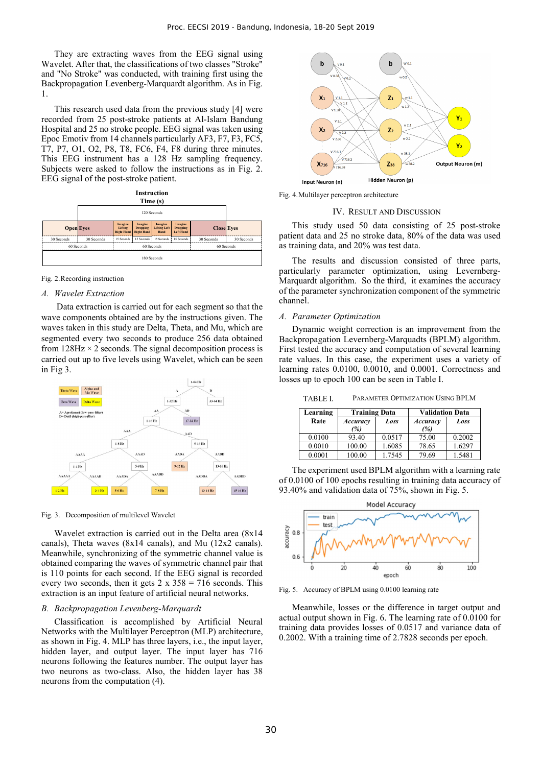They are extracting waves from the EEG signal using Wavelet. After that, the classifications of two classes "Stroke" and "No Stroke" was conducted, with training first using the Backpropagation Levenberg-Marquardt algorithm. As in Fig. 1.

This research used data from the previous study [4] were recorded from 25 post-stroke patients at Al-Islam Bandung Hospital and 25 no stroke people. EEG signal was taken using Epoc Emotiv from 14 channels particularly AF3, F7, F3, FC5, T7, P7, O1, O2, P8, T8, FC6, F4, F8 during three minutes. This EEG instrument has a 128 Hz sampling frequency. Subjects were asked to follow the instructions as in Fig. 2. EEG signal of the post-stroke patient.

Fig. 2. Recording instruction

## A. Wavelet Extraction

Data extraction is carried out for each segment so that the wave components obtained are by the instructions given. The waves taken in this study are Delta, Theta, and Mu, which are segmented every two seconds to produce 256 data obtained from 128Hz × 2 seconds. The signal decomposition process is carried out up to five levels using Wavelet, which can be seen in Fig 3.

Fig. 3. Decomposition of multilevel Wavelet

Wavelet extraction is carried out in the Delta area (8x14 canals), Theta waves (8x14 canals), and Mu (12x2 canals). Meanwhile, synchronizing of the symmetric channel value is obtained comparing the waves of symmetric channel pair that is 110 points for each second. If the EEG signal is recorded every two seconds, then it gets 2 x 358 = 716 seconds. This extraction is an input feature of artificial neural networks.

## B. Backpropagation Levenberg-Marquardt

Classification is accomplished by Artificial Neural Networks with the Multilayer Perceptron (MLP) architecture, as shown in Fig. 4. MLP has three layers, i.e., the input layer, hidden layer, and output layer. The input layer has 716 neurons following the features number. The output layer has two neurons as two-class. Also, the hidden layer has 38 neurons from the computation (4).

Fig. 4. Multilayer perceptron architecture

# IV. Result and Discussion

This study used 50 data consisting of 25 post-stroke patient data and 25 no stroke data, 80% of the data was used as training data, and 20% was test data.

The results and discussion consisted of three parts, particularly parameter optimization, using Levernberg-Marquardt algorithm. So the third, it examines the accuracy of the parameter synchronization component of the symmetric channel.

## A. Parameter Optimization

Dynamic weight correction is an improvement from the Backpropagation Levernberg-Marquadts (BPLM) algorithm. First tested the accuracy and computation of several learning rate values. In this case, the experiment uses a variety of learning rates 0.0100, 0.0010, and 0.0001. Correctness and losses up to epoch 100 can be seen in Table I.

TABLE I. Parameter Optimization Using BPLM

| Learning Rate | Training Data | | Validation Data | |
|---|---|---|---|---|
| | *Accuracy (%)* | *Loss* | *Accuracy (%)* | *Loss* |
| 0.0100 | 93.40 | 0.0517 | 75.00 | 0.2002 |
| 0.0010 | 100.00 | 1.6085 | 78.65 | 1.6297 |
| 0.0001 | 100.00 | 1.7545 | 79.69 | 1.5481 |

The experiment used BPLM algorithm with a learning rate of 0.0100 of 100 epochs resulting in training data accuracy of 93.40% and validation data of 75%, shown in Fig. 5.

Fig. 5. Accuracy of BPLM using 0.0100 learning rate

Meanwhile, losses or the difference in target output and actual output shown in Fig. 6. The learning rate of 0.0100 for training data provides losses of 0.0517 and variance data of 0.2002. With a training time of 2.7828 seconds per epoch.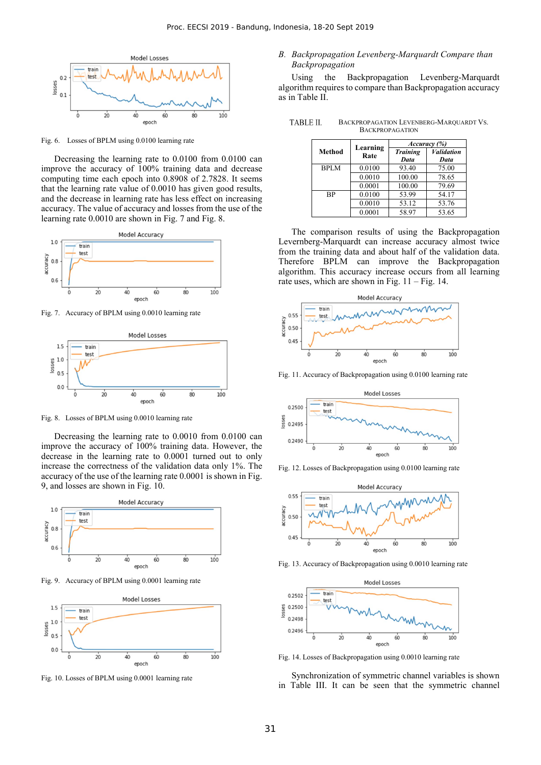Fig. 6. Losses of BPLM using 0.0100 learning rate

Decreasing the learning rate to 0.0100 from 0.0100 can improve the accuracy of 100% training data and decrease computing time each epoch into 0.8908 of 2.7828. It seems that the learning rate value of 0.0010 has given good results, and the decrease in learning rate has less effect on increasing accuracy. The value of accuracy and losses from the use of the learning rate 0.0010 are shown in Fig. 7 and Fig. 8.

Fig. 7. Accuracy of BPLM using 0.0010 learning rate

Fig. 8. Losses of BPLM using 0.0010 learning rate

Decreasing the learning rate to 0.0010 from 0.0100 can improve the accuracy of 100% training data. However, the decrease in the learning rate to 0.0001 turned out to only increase the correctness of the validation data only 1%. The accuracy of the use of the learning rate 0.0001 is shown in Fig. 9, and losses are shown in Fig. 10.

Fig. 9. Accuracy of BPLM using 0.0001 learning rate

Fig. 10. Losses of BPLM using 0.0001 learning rate

### B. Backpropagation Levenberg-Marquardt Compare than Backpropagation

Using the Backpropagation Levenberg-Marquardt algorithm requires to compare than Backpropagation accuracy as in Table II.

TABLE II. BACKPROPAGATION LEVENBERG-MARQUARDT VS. BACKPROPAGATION

| Method | Learning Rate | Accuracy (%) | |
|---|---|---|---|
| | | *Training Data* | *Validation Data* |
| BPLM | 0.0100 | 93.40 | 75.00 |
| | 0.0010 | 100.00 | 78.65 |
| | 0.0001 | 100.00 | 79.69 |
| BP | 0.0100 | 53.99 | 54.17 |
| | 0.0010 | 53.12 | 53.76 |
| | 0.0001 | 58.97 | 53.65 |

The comparison results of using the Backpropagation Levernberg-Marquardt can increase accuracy almost twice from the training data and about half of the validation data. Therefore BPLM can improve the Backpropagation algorithm. This accuracy increase occurs from all learning rate uses, which are shown in Fig. 11 – Fig. 14.

Fig. 11. Accuracy of Backpropagation using 0.0100 learning rate

Fig. 12. Losses of Backpropagation using 0.0100 learning rate

Fig. 13. Accuracy of Backpropagation using 0.0010 learning rate

Fig. 14. Losses of Backpropagation using 0.0010 learning rate

Synchronization of symmetric channel variables is shown in Table III. It can be seen that the symmetric channel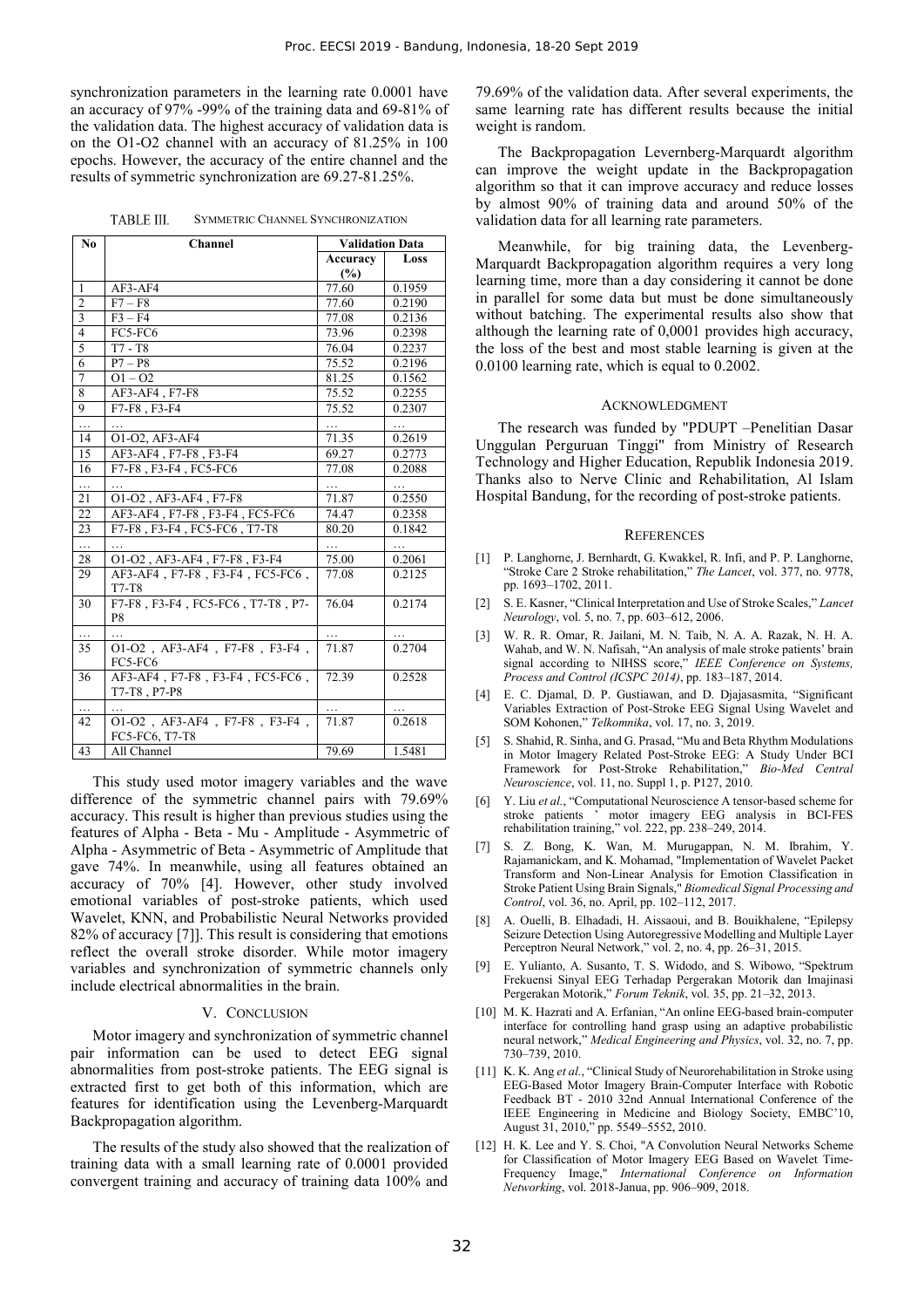synchronization parameters in the learning rate 0.0001 have an accuracy of 97% -99% of the training data and 69-81% of the validation data. The highest accuracy of validation data is on the O1-O2 channel with an accuracy of 81.25% in 100 epochs. However, the accuracy of the entire channel and the results of symmetric synchronization are 69.27-81.25%.

TABLE III. SYMMETRIC CHANNEL SYNCHRONIZATION

| No | Channel | Validation Data | |
|---|---|---|---|
| | | Accuracy (%) | Loss |
| 1 | AF3-AF4 | 77.60 | 0.1959 |
| 2 | F7 – F8 | 77.60 | 0.2190 |
| 3 | F3 – F4 | 77.08 | 0.2136 |
| 4 | FC5-FC6 | 73.96 | 0.2398 |
| 5 | T7 - T8 | 76.04 | 0.2237 |
| 6 | P7 – P8 | 75.52 | 0.2196 |
| 7 | O1 – O2 | 81.25 | 0.1562 |
| 8 | AF3-AF4 , F7-F8 | 75.52 | 0.2255 |
| 9 | F7-F8 , F3-F4 | 75.52 | 0.2307 |
| … | … | … | … |
| 14 | O1-O2, AF3-AF4 | 71.35 | 0.2619 |
| 15 | AF3-AF4 , F7-F8 , F3-F4 | 69.27 | 0.2773 |
| 16 | F7-F8 , F3-F4 , FC5-FC6 | 77.08 | 0.2088 |
| … | … | … | … |
| 21 | O1-O2 , AF3-AF4 , F7-F8 | 71.87 | 0.2550 |
| 22 | AF3-AF4 , F7-F8 , F3-F4 , FC5-FC6 | 74.47 | 0.2358 |
| 23 | F7-F8 , F3-F4 , FC5-FC6 , T7-T8 | 80.20 | 0.1842 |
| … | … | … | … |
| 28 | O1-O2 , AF3-AF4 , F7-F8 , F3-F4 | 75.00 | 0.2061 |
| 29 | AF3-AF4 , F7-F8 , F3-F4 , FC5-FC6 , T7-T8 | 77.08 | 0.2125 |
| 30 | F7-F8 , F3-F4 , FC5-FC6 , T7-T8 , P7-P8 | 76.04 | 0.2174 |
| … | … | … | … |
| 35 | O1-O2 , AF3-AF4 , F7-F8 , F3-F4 , FC5-FC6 | 71.87 | 0.2704 |
| 36 | AF3-AF4 , F7-F8 , F3-F4 , FC5-FC6 , T7-T8 , P7-P8 | 72.39 | 0.2528 |
| … | … | … | … |
| 42 | O1-O2 , AF3-AF4 , F7-F8 , F3-F4 , FC5-FC6, T7-T8 | 71.87 | 0.2618 |
| 43 | All Channel | 79.69 | 1.5481 |

This study used motor imagery variables and the wave difference of the symmetric channel pairs with 79.69% accuracy. This result is higher than previous studies using the features of Alpha - Beta - Mu - Amplitude - Asymmetric of Alpha - Asymmetric of Beta - Asymmetric of Amplitude that gave 74%. In meanwhile, using all features obtained an accuracy of 70% [4]. However, other study involved emotional variables of post-stroke patients, which used Wavelet, KNN, and Probabilistic Neural Networks provided 82% of accuracy [7]]. This result is considering that emotions reflect the overall stroke disorder. While motor imagery variables and synchronization of symmetric channels only include electrical abnormalities in the brain.

## V. CONCLUSION

Motor imagery and synchronization of symmetric channel pair information can be used to detect EEG signal abnormalities from post-stroke patients. The EEG signal is extracted first to get both of this information, which are features for identification using the Levenberg-Marquardt Backpropagation algorithm.

The results of the study also showed that the realization of training data with a small learning rate of 0.0001 provided convergent training and accuracy of training data 100% and 79.69% of the validation data. After several experiments, the same learning rate has different results because the initial weight is random.

The Backpropagation Levernberg-Marquardt algorithm can improve the weight update in the Backpropagation algorithm so that it can improve accuracy and reduce losses by almost 90% of training data and around 50% of the validation data for all learning rate parameters.

Meanwhile, for big training data, the Levenberg-Marquardt Backpropagation algorithm requires a very long learning time, more than a day considering it cannot be done in parallel for some data but must be done simultaneously without batching. The experimental results also show that although the learning rate of 0,0001 provides high accuracy, the loss of the best and most stable learning is given at the 0.0100 learning rate, which is equal to 0.2002.

## ACKNOWLEDGMENT

The research was funded by "PDUPT –Penelitian Dasar Unggulan Perguruan Tinggi" from Ministry of Research Technology and Higher Education, Republik Indonesia 2019. Thanks also to Nerve Clinic and Rehabilitation, Al Islam Hospital Bandung, for the recording of post-stroke patients.

## REFERENCES

[1] P. Langhorne, J. Bernhardt, G. Kwakkel, R. Infi, and P. P. Langhorne, "Stroke Care 2 Stroke rehabilitation," *The Lancet*, vol. 377, no. 9778, pp. 1693–1702, 2011.

[2] S. E. Kasner, "Clinical Interpretation and Use of Stroke Scales," *Lancet Neurology*, vol. 5, no. 7, pp. 603–612, 2006.

[3] W. R. R. Omar, R. Jailani, M. N. Taib, N. A. A. Razak, N. H. A. Wahab, and W. N. Nafisah, "An analysis of male stroke patients' brain signal according to NIHSS score," *IEEE Conference on Systems, Process and Control (ICSPC 2014)*, pp. 183–187, 2014.

[4] E. C. Djamal, D. P. Gustiawan, and D. Djajasasmita, "Significant Variables Extraction of Post-Stroke EEG Signal Using Wavelet and SOM Kohonen," *Telkomnika*, vol. 17, no. 3, 2019.

[5] S. Shahid, R. Sinha, and G. Prasad, "Mu and Beta Rhythm Modulations in Motor Imagery Related Post-Stroke EEG: A Study Under BCI Framework for Post-Stroke Rehabilitation," *Bio-Med Central Neuroscience*, vol. 11, no. Suppl 1, p. P127, 2010.

[6] Y. Liu *et al.*, "Computational Neuroscience A tensor-based scheme for stroke patients ' motor imagery EEG analysis in BCI-FES rehabilitation training," vol. 222, pp. 238–249, 2014.

[7] S. Z. Bong, K. Wan, M. Murugappan, N. M. Ibrahim, Y. Rajamanickam, and K. Mohamad, "Implementation of Wavelet Packet Transform and Non-Linear Analysis for Emotion Classification in Stroke Patient Using Brain Signals," *Biomedical Signal Processing and Control*, vol. 36, no. April, pp. 102–112, 2017.

[8] A. Ouelli, B. Elhadadi, H. Aissaoui, and B. Bouikhalene, "Epilepsy Seizure Detection Using Autoregressive Modelling and Multiple Layer Perceptron Neural Network," vol. 2, no. 4, pp. 26–31, 2015.

[9] E. Yulianto, A. Susanto, T. S. Widodo, and S. Wibowo, "Spektrum Frekuensi Sinyal EEG Terhadap Pergerakan Motorik dan Imajinasi Pergerakan Motorik," *Forum Teknik*, vol. 35, pp. 21–32, 2013.

[10] M. K. Hazrati and A. Erfanian, "An online EEG-based brain-computer interface for controlling hand grasp using an adaptive probabilistic neural network," *Medical Engineering and Physics*, vol. 32, no. 7, pp. 730–739, 2010.

[11] K. K. Ang *et al.*, "Clinical Study of Neurorehabilitation in Stroke using EEG-Based Motor Imagery Brain-Computer Interface with Robotic Feedback BT - 2010 32nd Annual International Conference of the IEEE Engineering in Medicine and Biology Society, EMBC'10, August 31, 2010," pp. 5549–5552, 2010.

[12] H. K. Lee and Y. S. Choi, "A Convolution Neural Networks Scheme for Classification of Motor Imagery EEG Based on Wavelet Time-Frequency Image," *International Conference on Information Networking*, vol. 2018-Janua, pp. 906–909, 2018.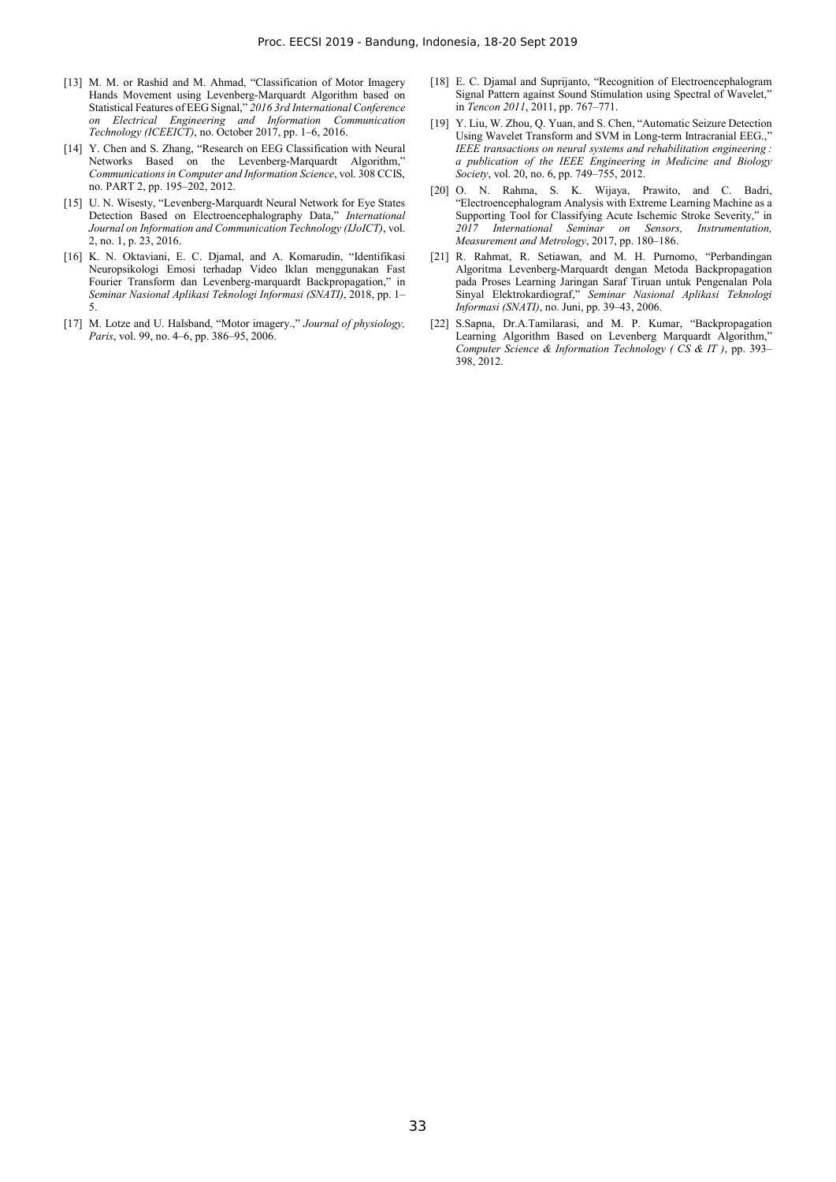[13] M. M. or Rashid and M. Ahmad, "Classification of Motor Imagery Hands Movement using Levenberg-Marquardt Algorithm based on Statistical Features of EEG Signal," *2016 3rd International Conference on Electrical Engineering and Information Communication Technology (ICEEICT)*, no. October 2017, pp. 1–6, 2016.

[14] Y. Chen and S. Zhang, "Research on EEG Classification with Neural Networks Based on the Levenberg-Marquardt Algorithm," *Communications in Computer and Information Science*, vol. 308 CCIS, no. PART 2, pp. 195–202, 2012.

[15] U. N. Wisesty, "Levenberg-Marquardt Neural Network for Eye States Detection Based on Electroencephalography Data," *International Journal on Information and Communication Technology (IJoICT)*, vol. 2, no. 1, p. 23, 2016.

[16] K. N. Oktaviani, E. C. Djamal, and A. Komarudin, "Identifikasi Neuropsikologi Emosi terhadap Video Iklan menggunakan Fast Fourier Transform dan Levenberg-marquardt Backpropagation," in *Seminar Nasional Aplikasi Teknologi Informasi (SNATI)*, 2018, pp. 1–5.

[17] M. Lotze and U. Halsband, "Motor imagery.," *Journal of physiology, Paris*, vol. 99, no. 4–6, pp. 386–95, 2006.

[18] E. C. Djamal and Suprijanto, "Recognition of Electroencephalogram Signal Pattern against Sound Stimulation using Spectral of Wavelet," in *Tencon 2011*, 2011, pp. 767–771.

[19] Y. Liu, W. Zhou, Q. Yuan, and S. Chen, "Automatic Seizure Detection Using Wavelet Transform and SVM in Long-term Intracranial EEG.," *IEEE transactions on neural systems and rehabilitation engineering : a publication of the IEEE Engineering in Medicine and Biology Society*, vol. 20, no. 6, pp. 749–755, 2012.

[20] O. N. Rahma, S. K. Wijaya, Prawito, and C. Badri, "Electroencephalogram Analysis with Extreme Learning Machine as a Supporting Tool for Classifying Acute Ischemic Stroke Severity," in *2017 International Seminar on Sensors, Instrumentation, Measurement and Metrology*, 2017, pp. 180–186.

[21] R. Rahmat, R. Setiawan, and M. H. Purnomo, "Perbandingan Algoritma Levenberg-Marquardt dengan Metoda Backpropagation pada Proses Learning Jaringan Saraf Tiruan untuk Pengenalan Pola Sinyal Elektrokardiograf," *Seminar Nasional Aplikasi Teknologi Informasi (SNATI)*, no. Juni, pp. 39–43, 2006.

[22] S.Sapna, Dr.A.Tamilarasi, and M. P. Kumar, "Backpropagation Learning Algorithm Based on Levenberg Marquardt Algorithm," *Computer Science & Information Technology ( CS & IT )*, pp. 393–398, 2012.